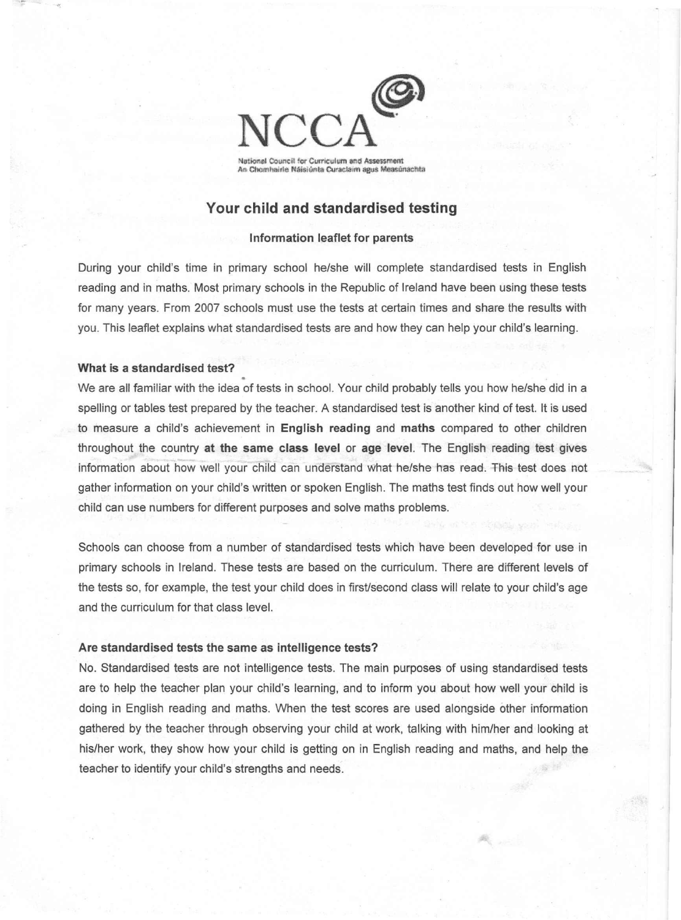NCCA

National Council for Curriculum and Assessment
An Chomhairle Náisiúnta Curaclaim agus Measúnachta

# Your child and standardised testing

### Information leaflet for parents

During your child's time in primary school he/she will complete standardised tests in English reading and in maths. Most primary schools in the Republic of Ireland have been using these tests for many years. From 2007 schools must use the tests at certain times and share the results with you. This leaflet explains what standardised tests are and how they can help your child's learning.

**What is a standardised test?**

We are all familiar with the idea of tests in school. Your child probably tells you how he/she did in a spelling or tables test prepared by the teacher. A standardised test is another kind of test. It is used to measure a child's achievement in **English reading** and **maths** compared to other children throughout the country **at the same class level** or **age level**. The English reading test gives information about how well your child can understand what he/she has read. This test does not gather information on your child's written or spoken English. The maths test finds out how well your child can use numbers for different purposes and solve maths problems.

Schools can choose from a number of standardised tests which have been developed for use in primary schools in Ireland. These tests are based on the curriculum. There are different levels of the tests so, for example, the test your child does in first/second class will relate to your child's age and the curriculum for that class level.

**Are standardised tests the same as intelligence tests?**

No. Standardised tests are not intelligence tests. The main purposes of using standardised tests are to help the teacher plan your child's learning, and to inform you about how well your child is doing in English reading and maths. When the test scores are used alongside other information gathered by the teacher through observing your child at work, talking with him/her and looking at his/her work, they show how your child is getting on in English reading and maths, and help the teacher to identify your child's strengths and needs.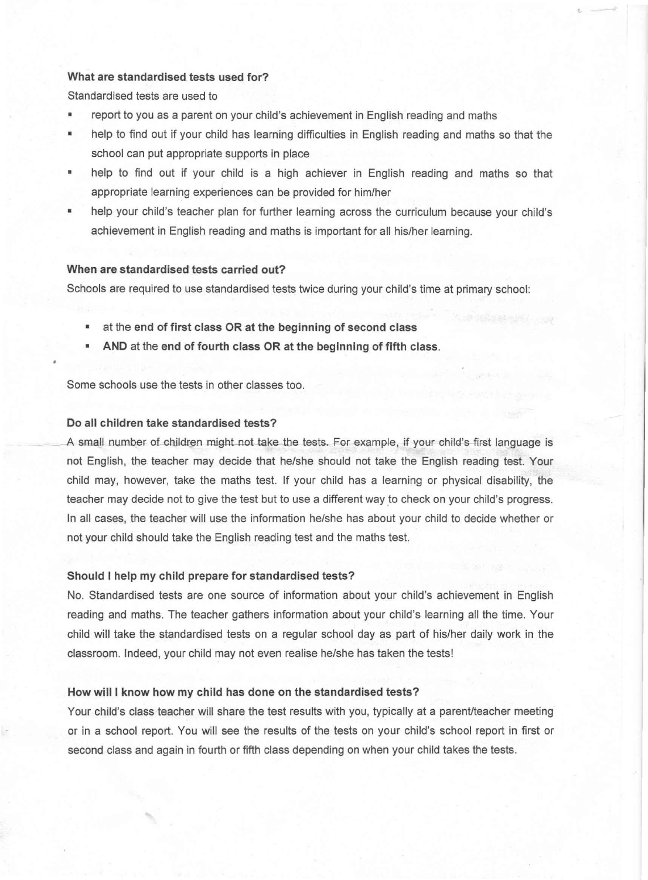### What are standardised tests used for?

Standardised tests are used to

- report to you as a parent on your child's achievement in English reading and maths
- help to find out if your child has learning difficulties in English reading and maths so that the school can put appropriate supports in place
- help to find out if your child is a high achiever in English reading and maths so that appropriate learning experiences can be provided for him/her
- help your child's teacher plan for further learning across the curriculum because your child's achievement in English reading and maths is important for all his/her learning.

### When are standardised tests carried out?

Schools are required to use standardised tests twice during your child's time at primary school:

- at the **end of first class OR at the beginning of second class**
- **AND** at the **end of fourth class OR at the beginning of fifth class.**

Some schools use the tests in other classes too.

### Do all children take standardised tests?

A small number of children might not take the tests. For example, if your child's first language is not English, the teacher may decide that he/she should not take the English reading test. Your child may, however, take the maths test. If your child has a learning or physical disability, the teacher may decide not to give the test but to use a different way to check on your child's progress. In all cases, the teacher will use the information he/she has about your child to decide whether or not your child should take the English reading test and the maths test.

### Should I help my child prepare for standardised tests?

No. Standardised tests are one source of information about your child's achievement in English reading and maths. The teacher gathers information about your child's learning all the time. Your child will take the standardised tests on a regular school day as part of his/her daily work in the classroom. Indeed, your child may not even realise he/she has taken the tests!

### How will I know how my child has done on the standardised tests?

Your child's class teacher will share the test results with you, typically at a parent/teacher meeting or in a school report. You will see the results of the tests on your child's school report in first or second class and again in fourth or fifth class depending on when your child takes the tests.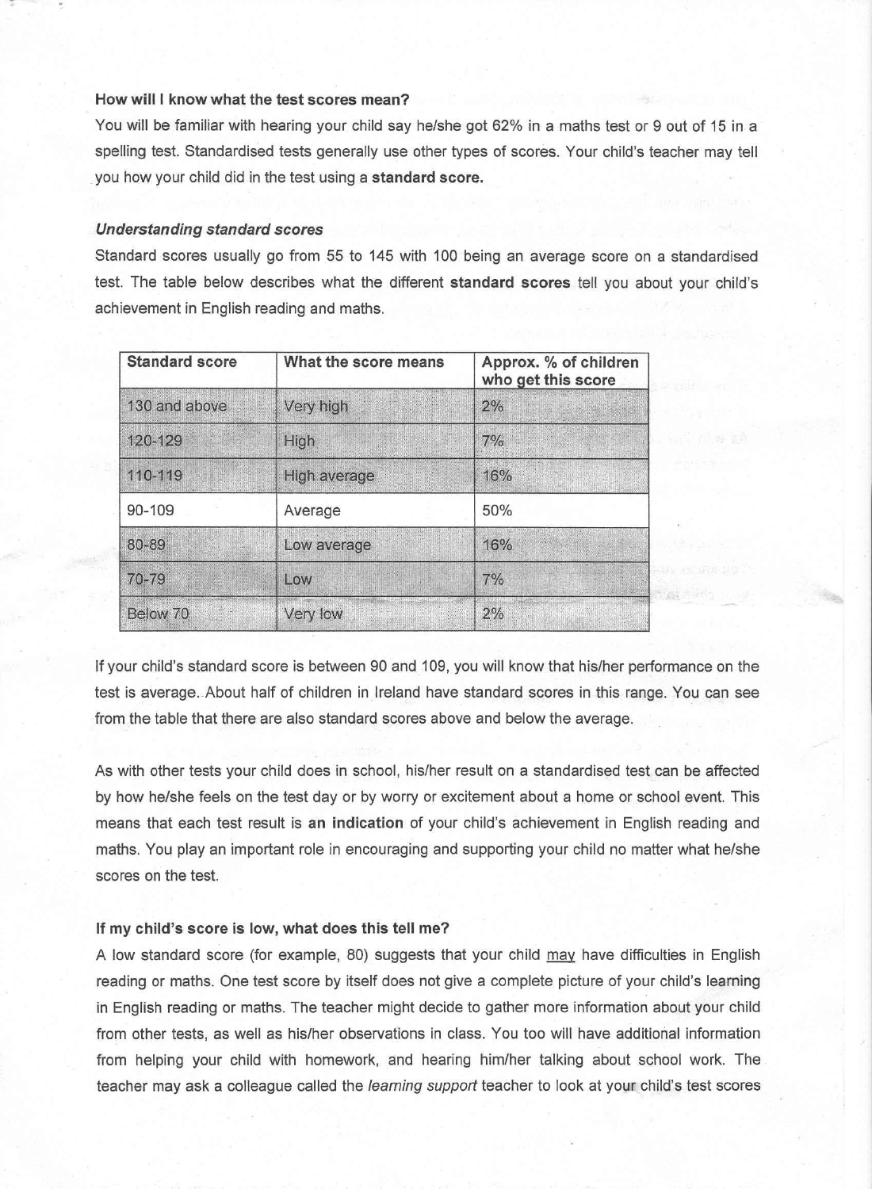**How will I know what the test scores mean?**

You will be familiar with hearing your child say he/she got 62% in a maths test or 9 out of 15 in a spelling test. Standardised tests generally use other types of scores. Your child's teacher may tell you how your child did in the test using a **standard score.**

***Understanding standard scores***

Standard scores usually go from 55 to 145 with 100 being an average score on a standardised test. The table below describes what the different **standard scores** tell you about your child's achievement in English reading and maths.

| Standard score | What the score means | Approx. % of children who get this score |
|---|---|---|
| 130 and above | Very high | 2% |
| 120-129 | High | 7% |
| 110-119 | High average | 16% |
| 90-109 | Average | 50% |
| 80-89 | Low average | 16% |
| 70-79 | Low | 7% |
| Below 70 | Very low | 2% |

If your child's standard score is between 90 and 109, you will know that his/her performance on the test is average. About half of children in Ireland have standard scores in this range. You can see from the table that there are also standard scores above and below the average.

As with other tests your child does in school, his/her result on a standardised test can be affected by how he/she feels on the test day or by worry or excitement about a home or school event. This means that each test result is **an indication** of your child's achievement in English reading and maths. You play an important role in encouraging and supporting your child no matter what he/she scores on the test.

**If my child's score is low, what does this tell me?**

A low standard score (for example, 80) suggests that your child may have difficulties in English reading or maths. One test score by itself does not give a complete picture of your child's learning in English reading or maths. The teacher might decide to gather more information about your child from other tests, as well as his/her observations in class. You too will have additional information from helping your child with homework, and hearing him/her talking about school work. The teacher may ask a colleague called the *learning support* teacher to look at your child's test scores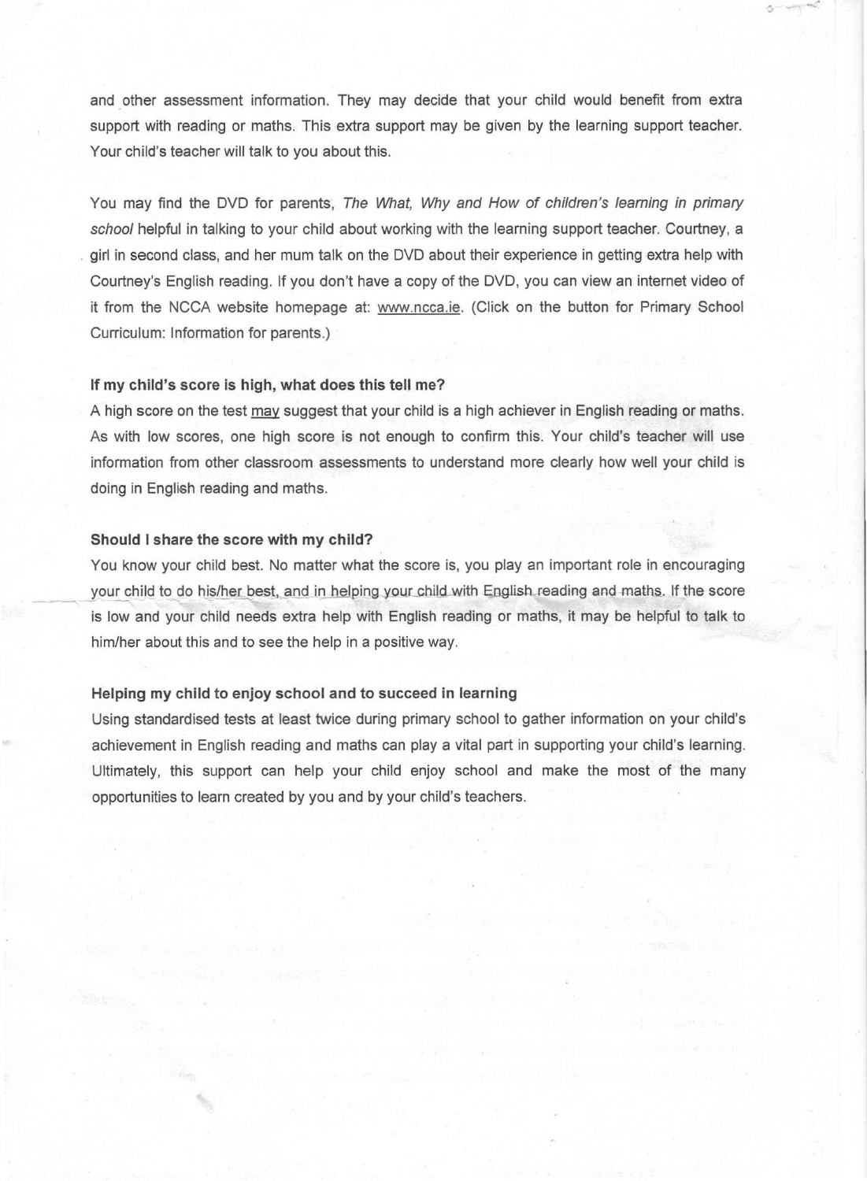and other assessment information. They may decide that your child would benefit from extra support with reading or maths. This extra support may be given by the learning support teacher. Your child's teacher will talk to you about this.

You may find the DVD for parents, *The What, Why and How of children's learning in primary school* helpful in talking to your child about working with the learning support teacher. Courtney, a girl in second class, and her mum talk on the DVD about their experience in getting extra help with Courtney's English reading. If you don't have a copy of the DVD, you can view an internet video of it from the NCCA website homepage at: www.ncca.ie. (Click on the button for Primary School Curriculum: Information for parents.)

### If my child's score is high, what does this tell me?

A high score on the test <u>may</u> suggest that your child is a high achiever in English reading or maths. As with low scores, one high score is not enough to confirm this. Your child's teacher will use information from other classroom assessments to understand more clearly how well your child is doing in English reading and maths.

### Should I share the score with my child?

You know your child best. No matter what the score is, you play an important role in encouraging your child to do his/her best, and in helping your child with English reading and maths. If the score is low and your child needs extra help with English reading or maths, it may be helpful to talk to him/her about this and to see the help in a positive way.

### Helping my child to enjoy school and to succeed in learning

Using standardised tests at least twice during primary school to gather information on your child's achievement in English reading and maths can play a vital part in supporting your child's learning. Ultimately, this support can help your child enjoy school and make the most of the many opportunities to learn created by you and by your child's teachers.